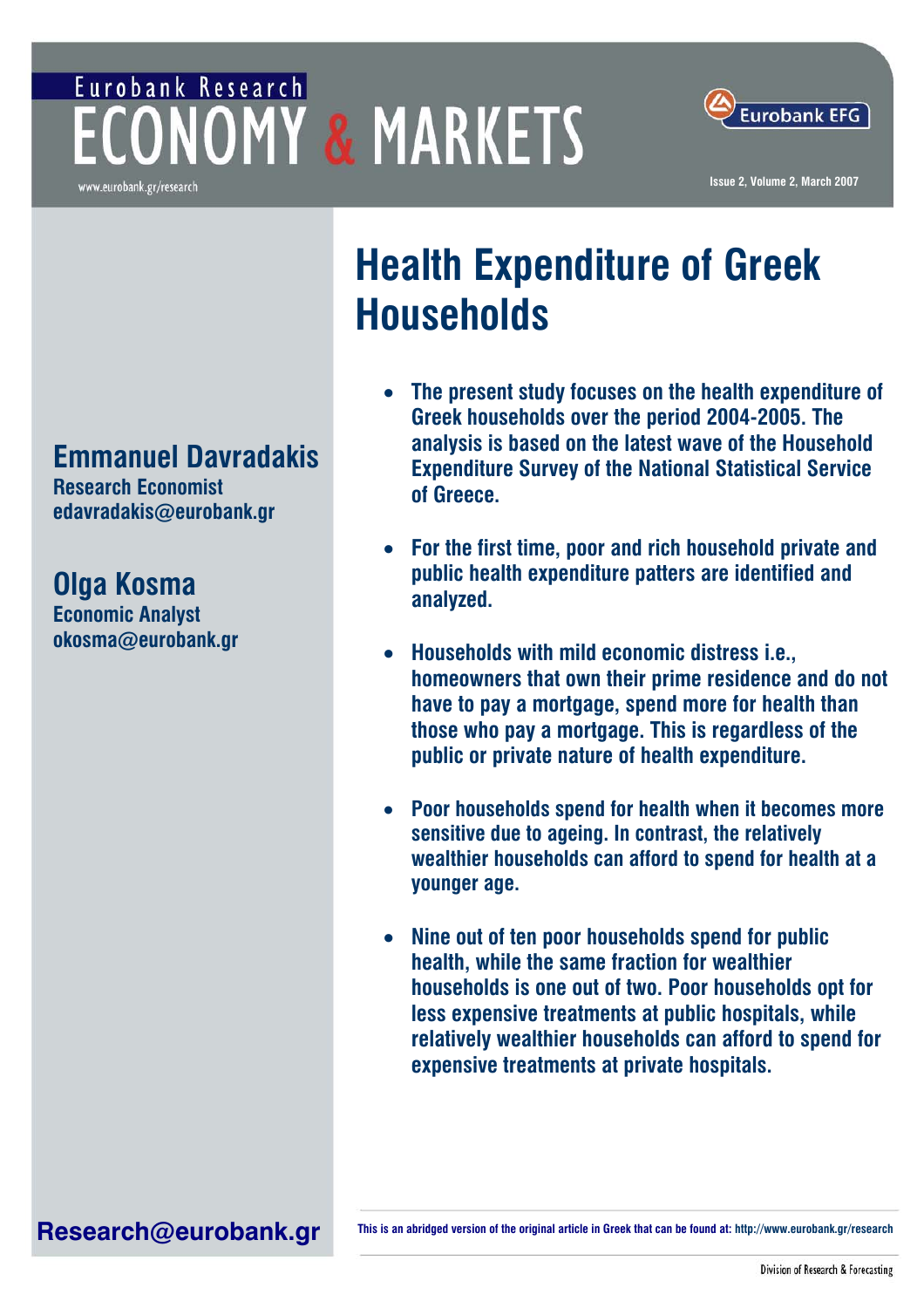Eurobank Research

# ECONOMY & MARKETS

www.eurobank.gr/research

Eurobank EFG

Issue 2, Volume 2, March 2007

# Health Expenditure of Greek Households

**Emmanuel Davradakis**
**Research Economist**
**edavradakis@eurobank.gr**

**Olga Kosma**
**Economic Analyst**
**okosma@eurobank.gr**

- **The present study focuses on the health expenditure of Greek households over the period 2004-2005. The analysis is based on the latest wave of the Household Expenditure Survey of the National Statistical Service of Greece.**

- **For the first time, poor and rich household private and public health expenditure patters are identified and analyzed.**

- **Households with mild economic distress i.e., homeowners that own their prime residence and do not have to pay a mortgage, spend more for health than those who pay a mortgage. This is regardless of the public or private nature of health expenditure.**

- **Poor households spend for health when it becomes more sensitive due to ageing. In contrast, the relatively wealthier households can afford to spend for health at a younger age.**

- **Nine out of ten poor households spend for public health, while the same fraction for wealthier households is one out of two. Poor households opt for less expensive treatments at public hospitals, while relatively wealthier households can afford to spend for expensive treatments at private hospitals.**

**Research@eurobank.gr**

This is an abridged version of the original article in Greek that can be found at: http://www.eurobank.gr/research

Division of Research & Forecasting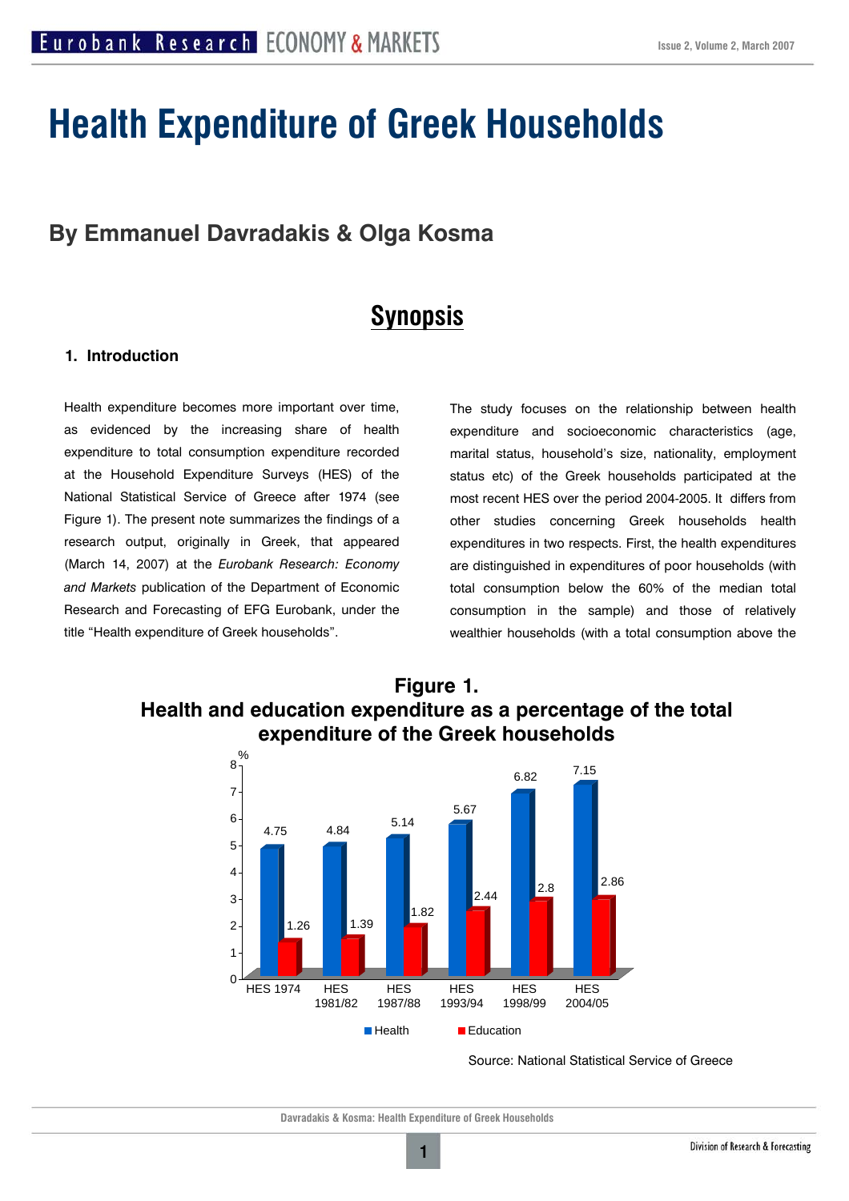# Health Expenditure of Greek Households

## By Emmanuel Davradakis & Olga Kosma

## Synopsis

### 1. Introduction

Health expenditure becomes more important over time, as evidenced by the increasing share of health expenditure to total consumption expenditure recorded at the Household Expenditure Surveys (HES) of the National Statistical Service of Greece after 1974 (see Figure 1). The present note summarizes the findings of a research output, originally in Greek, that appeared (March 14, 2007) at the *Eurobank Research: Economy and Markets* publication of the Department of Economic Research and Forecasting of EFG Eurobank, under the title "Health expenditure of Greek households".

The study focuses on the relationship between health expenditure and socioeconomic characteristics (age, marital status, household's size, nationality, employment status etc) of the Greek households participated at the most recent HES over the period 2004-2005. It differs from other studies concerning Greek households health expenditures in two respects. First, the health expenditures are distinguished in expenditures of poor households (with total consumption below the 60% of the median total consumption in the sample) and those of relatively wealthier households (with a total consumption above the

**Figure 1.**
**Health and education expenditure as a percentage of the total expenditure of the Greek households**

| % | HES 1974 | HES 1981/82 | HES 1987/88 | HES 1993/94 | HES 1998/99 | HES 2004/05 |
|---|---|---|---|---|---|---|
| Health | 4.75 | 4.84 | 5.14 | 5.67 | 6.82 | 7.15 |
| Education | 1.26 | 1.39 | 1.82 | 2.44 | 2.8 | 2.86 |

Source: National Statistical Service of Greece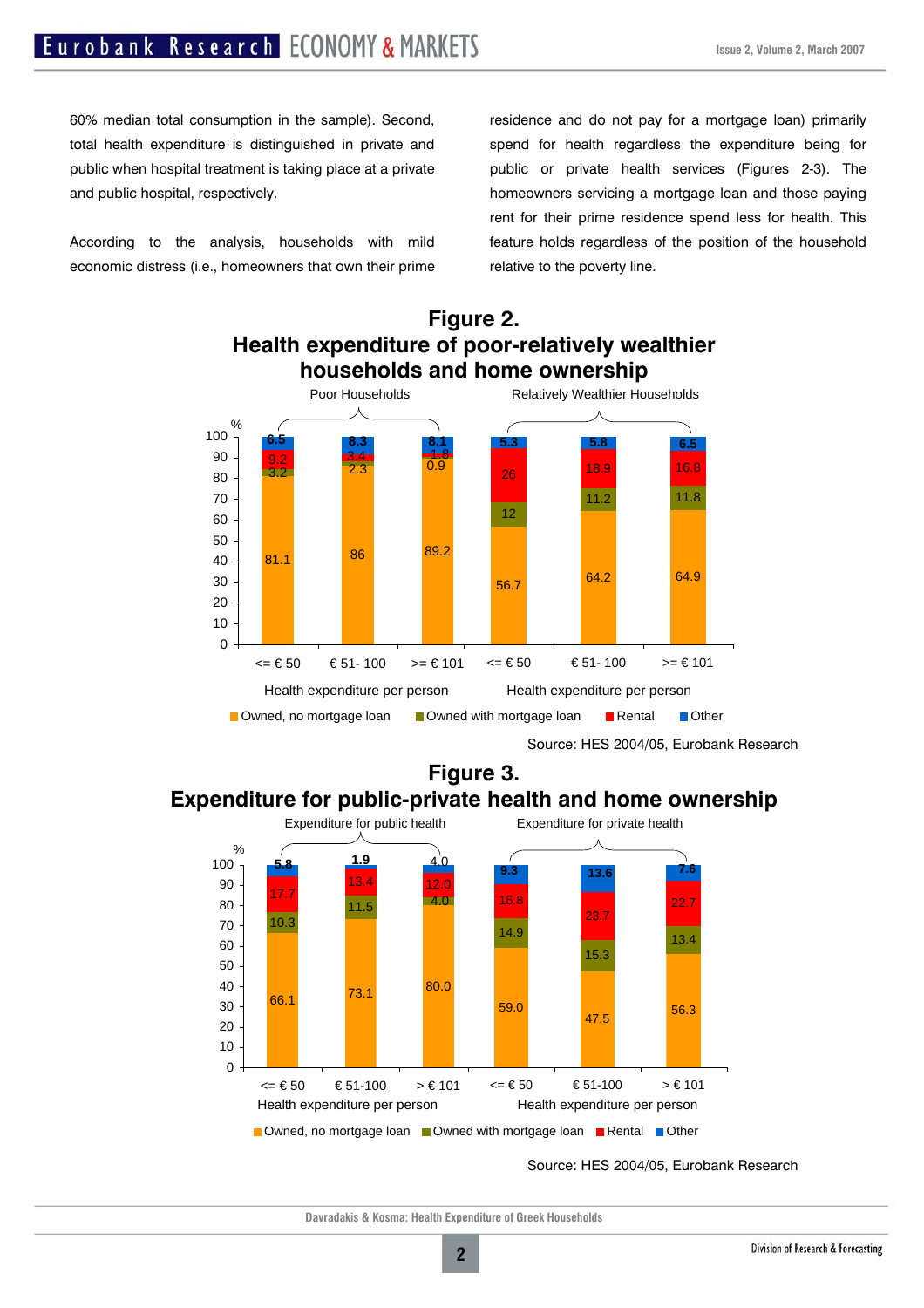60% median total consumption in the sample). Second, total health expenditure is distinguished in private and public when hospital treatment is taking place at a private and public hospital, respectively.

According to the analysis, households with mild economic distress (i.e., homeowners that own their prime residence and do not pay for a mortgage loan) primarily spend for health regardless the expenditure being for public or private health services (Figures 2-3). The homeowners servicing a mortgage loan and those paying rent for their prime residence spend less for health. This feature holds regardless of the position of the household relative to the poverty line.

## Figure 2.
## Health expenditure of poor-relatively wealthier households and home ownership

| % | Poor Households | | | Relatively Wealthier Households | | |
|---|---|---|---|---|---|---|
| Health expenditure per person | <= € 50 | € 51- 100 | >= € 101 | <= € 50 | € 51- 100 | >= € 101 |
| Owned, no mortgage loan | 81.1 | 86 | 89.2 | 56.7 | 64.2 | 64.9 |
| Owned with mortgage loan | 3.2 | 2.3 | 0.9 | 12 | 11.2 | 11.8 |
| Rental | 9.2 | 3.4 | 1.8 | 26 | 18.9 | 16.8 |
| Other | 6.5 | 8.3 | 8.1 | 5.3 | 5.8 | 6.5 |

Source: HES 2004/05, Eurobank Research

## Figure 3.
## Expenditure for public-private health and home ownership

| % | Expenditure for public health | | | Expenditure for private health | | |
|---|---|---|---|---|---|---|
| Health expenditure per person | <= € 50 | € 51-100 | > € 101 | <= € 50 | € 51-100 | > € 101 |
| Owned, no mortgage loan | 66.1 | 73.1 | 80.0 | 59.0 | 47.5 | 56.3 |
| Owned with mortgage loan | 10.3 | 11.5 | 4.0 | 14.9 | 15.3 | 13.4 |
| Rental | 17.7 | 13.4 | 12.0 | 16.8 | 23.7 | 22.7 |
| Other | 5.8 | 1.9 | 4.0 | 9.3 | 13.6 | 7.6 |

Source: HES 2004/05, Eurobank Research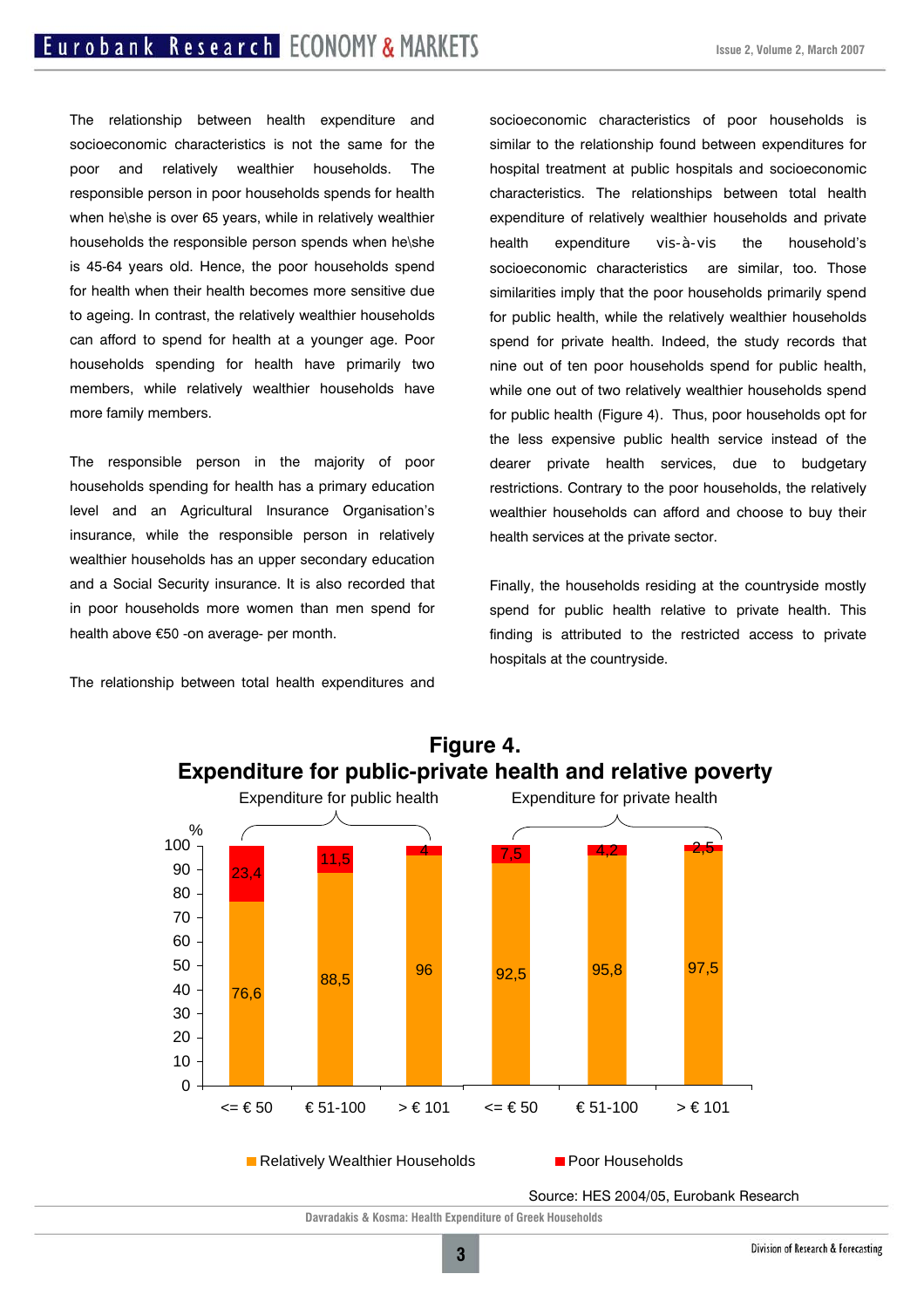The relationship between health expenditure and socioeconomic characteristics is not the same for the poor and relatively wealthier households. The responsible person in poor households spends for health when he\she is over 65 years, while in relatively wealthier households the responsible person spends when he\she is 45-64 years old. Hence, the poor households spend for health when their health becomes more sensitive due to ageing. In contrast, the relatively wealthier households can afford to spend for health at a younger age. Poor households spending for health have primarily two members, while relatively wealthier households have more family members.

The responsible person in the majority of poor households spending for health has a primary education level and an Agricultural Insurance Organisation's insurance, while the responsible person in relatively wealthier households has an upper secondary education and a Social Security insurance. It is also recorded that in poor households more women than men spend for health above €50 -on average- per month.

The relationship between total health expenditures and socioeconomic characteristics of poor households is similar to the relationship found between expenditures for hospital treatment at public hospitals and socioeconomic characteristics. The relationships between total health expenditure of relatively wealthier households and private health expenditure vis-à-vis the household's socioeconomic characteristics are similar, too. Those similarities imply that the poor households primarily spend for public health, while the relatively wealthier households spend for private health. Indeed, the study records that nine out of ten poor households spend for public health, while one out of two relatively wealthier households spend for public health (Figure 4). Thus, poor households opt for the less expensive public health service instead of the dearer private health services, due to budgetary restrictions. Contrary to the poor households, the relatively wealthier households can afford and choose to buy their health services at the private sector.

Finally, the households residing at the countryside mostly spend for public health relative to private health. This finding is attributed to the restricted access to private hospitals at the countryside.

**Figure 4.**
**Expenditure for public-private health and relative poverty**

| | Expenditure for public health | | | Expenditure for private health | | |
|---|---|---|---|---|---|---|
| % | <= € 50 | € 51-100 | > € 101 | <= € 50 | € 51-100 | > € 101 |
| Relatively Wealthier Households | 76,6 | 88,5 | 96 | 92,5 | 95,8 | 97,5 |
| Poor Households | 23,4 | 11,5 | 4 | 7,5 | 4,2 | 2,5 |

Source: HES 2004/05, Eurobank Research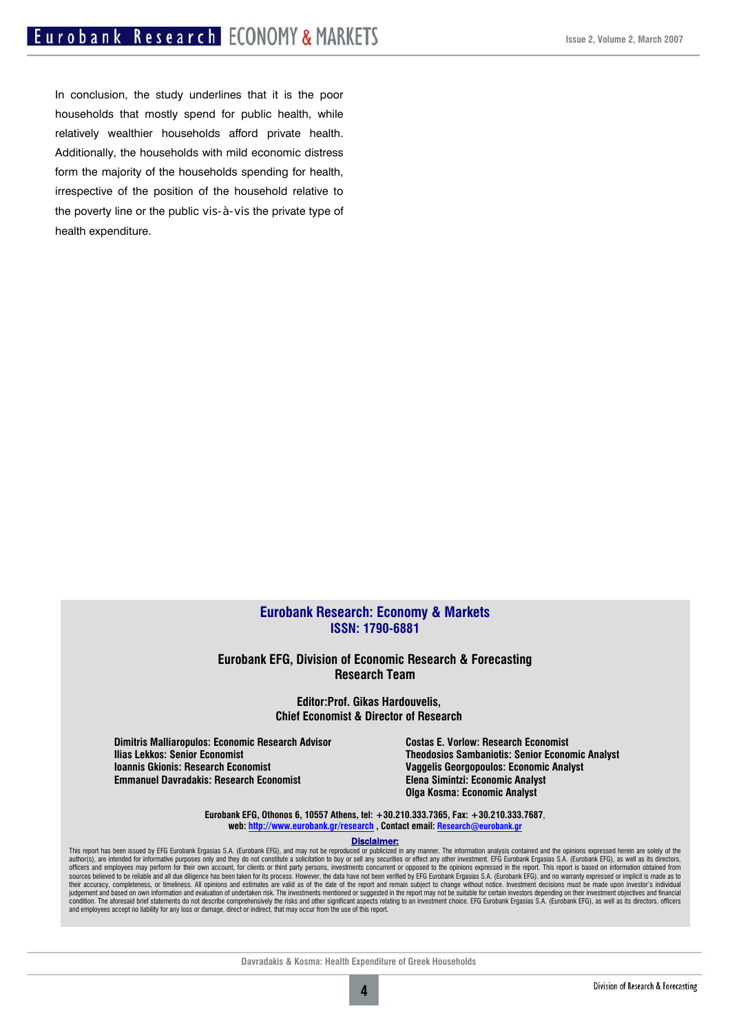In conclusion, the study underlines that it is the poor households that mostly spend for public health, while relatively wealthier households afford private health. Additionally, the households with mild economic distress form the majority of the households spending for health, irrespective of the position of the household relative to the poverty line or the public vis-à-vis the private type of health expenditure.

**Eurobank Research: Economy & Markets**
**ISSN: 1790-6881**

**Eurobank EFG, Division of Economic Research & Forecasting**
**Research Team**

**Editor:Prof. Gikas Hardouvelis,**
**Chief Economist & Director of Research**

**Dimitris Malliaropulos: Economic Research Advisor**
**Ilias Lekkos: Senior Economist**
**Ioannis Gkionis: Research Economist**
**Emmanuel Davradakis: Research Economist**
**Costas E. Vorlow: Research Economist**
**Theodosios Sambaniotis: Senior Economic Analyst**
**Vaggelis Georgopoulos: Economic Analyst**
**Elena Simintzi: Economic Analyst**
**Olga Kosma: Economic Analyst**

**Eurobank EFG, Othonos 6, 10557 Athens, tel: +30.210.333.7365, Fax: +30.210.333.7687, web: http://www.eurobank.gr/research , Contact email: Research@eurobank.gr**

**Disclaimer:**

This report has been issued by EFG Eurobank Ergasias S.A. (Eurobank EFG), and may not be reproduced or publicized in any manner. The information analysis contained and the opinions expressed herein are solely of the author(s), are intended for informative purposes only and they do not constitute a solicitation to buy or sell any securities or effect any other investment. EFG Eurobank Ergasias S.A. (Eurobank EFG), as well as its directors, officers and employees may perform for their own account, for clients or third party persons, investments concurrent or opposed to the opinions expressed in the report. This report is based on information obtained from sources believed to be reliable and all due diligence has been taken for its process. However, the data have not been verified by EFG Eurobank Ergasias S.A. (Eurobank EFG), and no warranty expressed or implicit is made as to their accuracy, completeness, or timeliness. All opinions and estimates are valid as of the date of the report and remain subject to change without notice. Investment decisions must be made upon investor's individual judgement and based on own information and evaluation of undertaken risk. The investments mentioned or suggested in the report may not be suitable for certain investors depending on their investment objectives and financial condition. The aforesaid brief statements do not describe comprehensively the risks and other significant aspects relating to an investment choice. EFG Eurobank Ergasias S.A. (Eurobank EFG), as well as its directors, officers and employees accept no liability for any loss or damage, direct or indirect, that may occur from the use of this report.